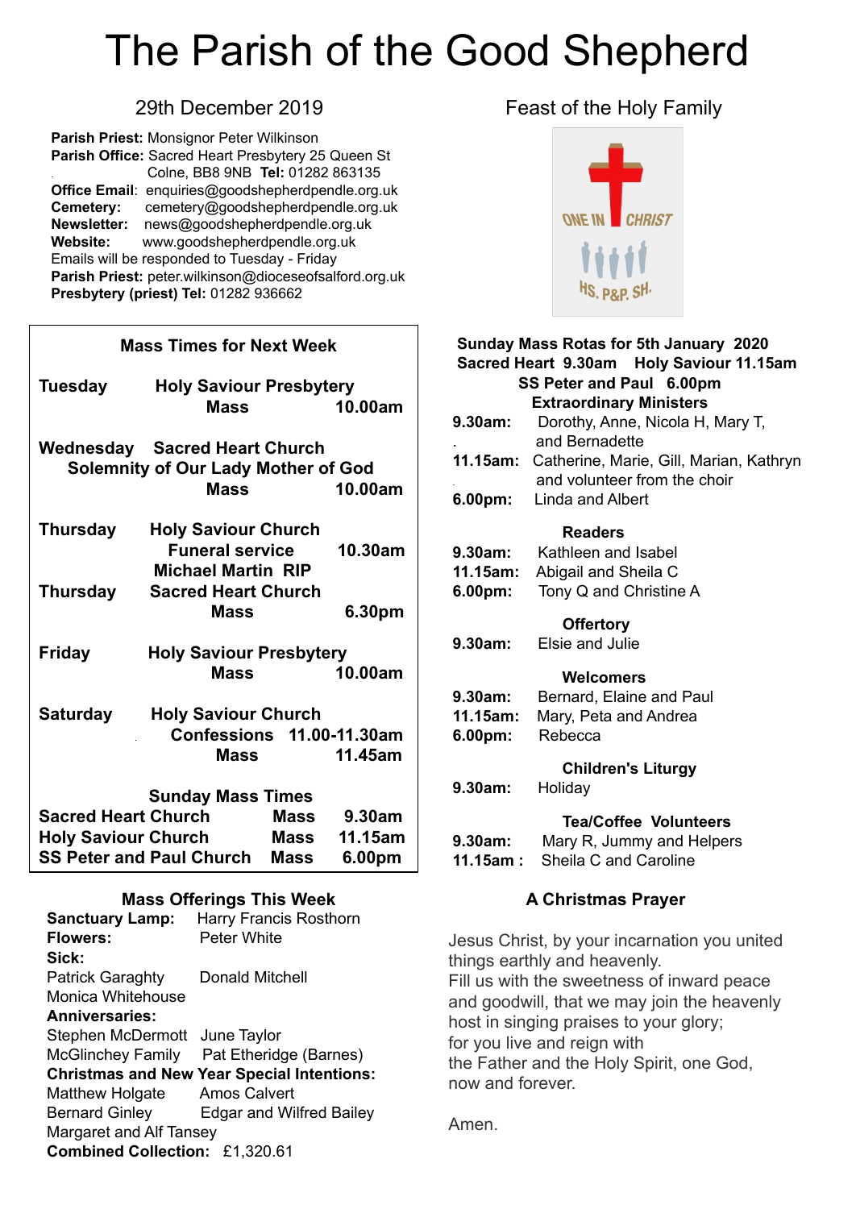# The Parish of the Good Shepherd

## 29th December 2019

**Parish Priest:** Monsignor Peter Wilkinson
**Parish Office:** Sacred Heart Presbytery 25 Queen St Colne, BB8 9NB **Tel:** 01282 863135
**Office Email**: enquiries@goodshepherdpendle.org.uk
**Cemetery:** cemetery@goodshepherdpendle.org.uk
**Newsletter:** news@goodshepherdpendle.org.uk
**Website:** www.goodshepherdpendle.org.uk
Emails will be responded to Tuesday - Friday
**Parish Priest:** peter.wilkinson@dioceseofsalford.org.uk
**Presbytery (priest) Tel:** 01282 936662

### Mass Times for Next Week

| | | |
|---|---|---|
| **Tuesday** | **Holy Saviour Presbytery Mass** | **10.00am** |
| **Wednesday** | **Sacred Heart Church Solemnity of Our Lady Mother of God Mass** | **10.00am** |
| **Thursday** | **Holy Saviour Church Funeral service Michael Martin RIP** | **10.30am** |
| **Thursday** | **Sacred Heart Church Mass** | **6.30pm** |
| **Friday** | **Holy Saviour Presbytery Mass** | **10.00am** |
| **Saturday** | **Holy Saviour Church Confessions** | **11.00-11.30am** |
| | **Mass** | **11.45am** |

**Sunday Mass Times**

| | | |
|---|---|---|
| **Sacred Heart Church** | **Mass** | **9.30am** |
| **Holy Saviour Church** | **Mass** | **11.15am** |
| **SS Peter and Paul Church** | **Mass** | **6.00pm** |

### Mass Offerings This Week

**Sanctuary Lamp:** Harry Francis Rosthorn
**Flowers:** Peter White
**Sick:**
Patrick Garaghty, Donald Mitchell, Monica Whitehouse
**Anniversaries:**
Stephen McDermott, June Taylor, McGlinchey Family, Pat Etheridge (Barnes)
**Christmas and New Year Special Intentions:**
Matthew Holgate, Amos Calvert, Bernard Ginley, Edgar and Wilfred Bailey, Margaret and Alf Tansey
**Combined Collection:** £1,320.61

## Feast of the Holy Family

### Sunday Mass Rotas for 5th January 2020

**Sacred Heart 9.30am Holy Saviour 11.15am SS Peter and Paul 6.00pm**

**Extraordinary Ministers**
**9.30am:** Dorothy, Anne, Nicola H, Mary T, and Bernadette
**11.15am:** Catherine, Marie, Gill, Marian, Kathryn and volunteer from the choir
**6.00pm:** Linda and Albert

**Readers**
**9.30am:** Kathleen and Isabel
**11.15am:** Abigail and Sheila C
**6.00pm:** Tony Q and Christine A

**Offertory**
**9.30am:** Elsie and Julie

**Welcomers**
**9.30am:** Bernard, Elaine and Paul
**11.15am:** Mary, Peta and Andrea
**6.00pm:** Rebecca

**Children's Liturgy**
**9.30am:** Holiday

**Tea/Coffee Volunteers**
**9.30am:** Mary R, Jummy and Helpers
**11.15am :** Sheila C and Caroline

### A Christmas Prayer

Jesus Christ, by your incarnation you united things earthly and heavenly.
Fill us with the sweetness of inward peace and goodwill, that we may join the heavenly host in singing praises to your glory;
for you live and reign with
the Father and the Holy Spirit, one God, now and forever.

Amen.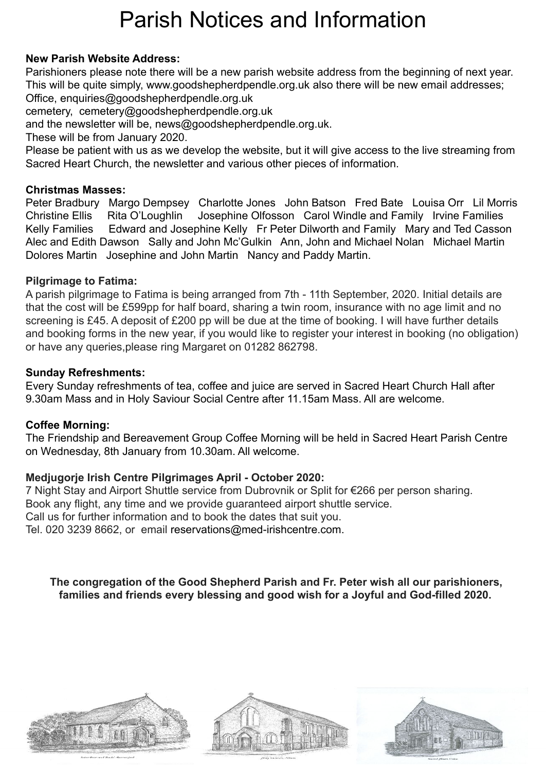# Parish Notices and Information

**New Parish Website Address:**

Parishioners please note there will be a new parish website address from the beginning of next year. This will be quite simply, www.goodshepherdpendle.org.uk also there will be new email addresses;
Office, enquiries@goodshepherdpendle.org.uk
cemetery, cemetery@goodshepherdpendle.org.uk
and the newsletter will be, news@goodshepherdpendle.org.uk.
These will be from January 2020.
Please be patient with us as we develop the website, but it will give access to the live streaming from Sacred Heart Church, the newsletter and various other pieces of information.

**Christmas Masses:**

Peter Bradbury Margo Dempsey Charlotte Jones John Batson Fred Bate Louisa Orr Lil Morris Christine Ellis Rita O'Loughlin Josephine Olfosson Carol Windle and Family Irvine Families Kelly Families Edward and Josephine Kelly Fr Peter Dilworth and Family Mary and Ted Casson Alec and Edith Dawson Sally and John Mc'Gulkin Ann, John and Michael Nolan Michael Martin Dolores Martin Josephine and John Martin Nancy and Paddy Martin.

**Pilgrimage to Fatima:**

A parish pilgrimage to Fatima is being arranged from 7th - 11th September, 2020. Initial details are that the cost will be £599pp for half board, sharing a twin room, insurance with no age limit and no screening is £45. A deposit of £200 pp will be due at the time of booking. I will have further details and booking forms in the new year, if you would like to register your interest in booking (no obligation) or have any queries,please ring Margaret on 01282 862798.

**Sunday Refreshments:**

Every Sunday refreshments of tea, coffee and juice are served in Sacred Heart Church Hall after 9.30am Mass and in Holy Saviour Social Centre after 11.15am Mass. All are welcome.

**Coffee Morning:**

The Friendship and Bereavement Group Coffee Morning will be held in Sacred Heart Parish Centre on Wednesday, 8th January from 10.30am. All welcome.

**Medjugorje Irish Centre Pilgrimages April - October 2020:**

7 Night Stay and Airport Shuttle service from Dubrovnik or Split for €266 per person sharing.
Book any flight, any time and we provide guaranteed airport shuttle service.
Call us for further information and to book the dates that suit you.
Tel. 020 3239 8662, or email reservations@med-irishcentre.com.

**The congregation of the Good Shepherd Parish and Fr. Peter wish all our parishioners, families and friends every blessing and good wish for a Joyful and God-filled 2020.**